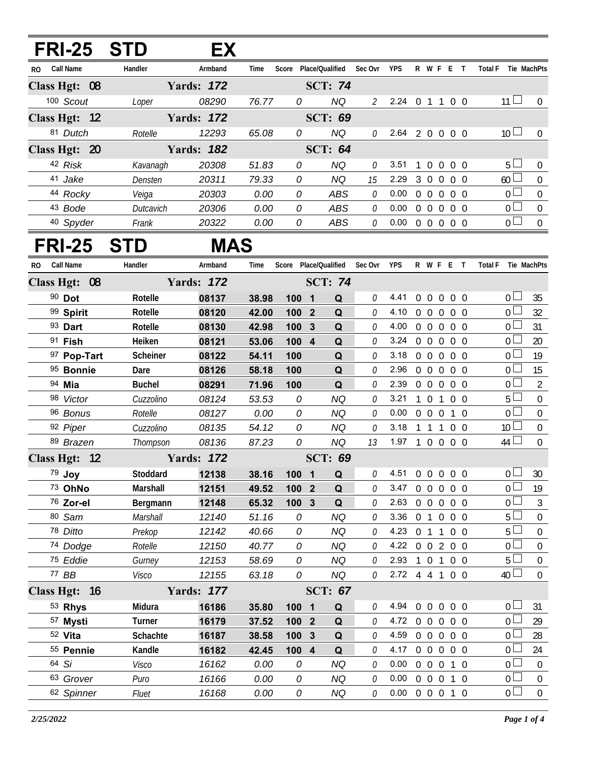## FRI-25 STD EX

| RO | Call Name | Handler | Armband | Time | Score | Place/Qualified | Sec Ovr | YPS | R | W | F | E | T | Total F | Tie | MachPts |
|---|---|---|---|---|---|---|---|---|---|---|---|---|---|---|---|---|
| **Class Hgt: 08** | | **Yards: 172** | | | | **SCT: 74** | | | | | | | | | | |
| 100 | *Scout* | *Loper* | *08290* | *76.77* | *0* | *NQ* | *2* | 2.24 | 0 | 1 | 1 | 0 | 0 | 11 | ☐ | 0 |
| **Class Hgt: 12** | | **Yards: 172** | | | | **SCT: 69** | | | | | | | | | | |
| 81 | *Dutch* | *Rotelle* | *12293* | *65.08* | *0* | *NQ* | *0* | 2.64 | 2 | 0 | 0 | 0 | 0 | 10 | ☐ | 0 |
| **Class Hgt: 20** | | **Yards: 182** | | | | **SCT: 64** | | | | | | | | | | |
| 42 | *Risk* | *Kavanagh* | *20308* | *51.83* | *0* | *NQ* | *0* | 3.51 | 1 | 0 | 0 | 0 | 0 | 5 | ☐ | 0 |
| 41 | *Jake* | *Densten* | *20311* | *79.33* | *0* | *NQ* | *15* | 2.29 | 3 | 0 | 0 | 0 | 0 | 60 | ☐ | 0 |
| 44 | *Rocky* | *Veiga* | *20303* | *0.00* | *0* | *ABS* | *0* | 0.00 | 0 | 0 | 0 | 0 | 0 | 0 | ☐ | 0 |
| 43 | *Bode* | *Dutcavich* | *20306* | *0.00* | *0* | *ABS* | *0* | 0.00 | 0 | 0 | 0 | 0 | 0 | 0 | ☐ | 0 |
| 40 | *Spyder* | *Frank* | *20322* | *0.00* | *0* | *ABS* | *0* | 0.00 | 0 | 0 | 0 | 0 | 0 | 0 | ☐ | 0 |

## FRI-25 STD MAS

| RO | Call Name | Handler | Armband | Time | Score | Place/Qualified | Sec Ovr | YPS | R | W | F | E | T | Total F | Tie | MachPts |
|---|---|---|---|---|---|---|---|---|---|---|---|---|---|---|---|---|
| **Class Hgt: 08** | | **Yards: 172** | | | | **SCT: 74** | | | | | | | | | | |
| 90 | **Dot** | **Rotelle** | **08137** | **38.98** | **100** | **1 Q** | *0* | 4.41 | 0 | 0 | 0 | 0 | 0 | 0 | ☐ | 35 |
| 99 | **Spirit** | **Rotelle** | **08120** | **42.00** | **100** | **2 Q** | *0* | 4.10 | 0 | 0 | 0 | 0 | 0 | 0 | ☐ | 32 |
| 93 | **Dart** | **Rotelle** | **08130** | **42.98** | **100** | **3 Q** | *0* | 4.00 | 0 | 0 | 0 | 0 | 0 | 0 | ☐ | 31 |
| 91 | **Fish** | **Heiken** | **08121** | **53.06** | **100** | **4 Q** | *0* | 3.24 | 0 | 0 | 0 | 0 | 0 | 0 | ☐ | 20 |
| 97 | **Pop-Tart** | **Scheiner** | **08122** | **54.11** | **100** | **Q** | *0* | 3.18 | 0 | 0 | 0 | 0 | 0 | 0 | ☐ | 19 |
| 95 | **Bonnie** | **Dare** | **08126** | **58.18** | **100** | **Q** | *0* | 2.96 | 0 | 0 | 0 | 0 | 0 | 0 | ☐ | 15 |
| 94 | **Mia** | **Buchel** | **08291** | **71.96** | **100** | **Q** | *0* | 2.39 | 0 | 0 | 0 | 0 | 0 | 0 | ☐ | 2 |
| 98 | *Victor* | *Cuzzolino* | *08124* | *53.53* | *0* | *NQ* | *0* | 3.21 | 1 | 0 | 1 | 0 | 0 | 5 | ☐ | 0 |
| 96 | *Bonus* | *Rotelle* | *08127* | *0.00* | *0* | *NQ* | *0* | 0.00 | 0 | 0 | 0 | 1 | 0 | 0 | ☐ | 0 |
| 92 | *Piper* | *Cuzzolino* | *08135* | *54.12* | *0* | *NQ* | *0* | 3.18 | 1 | 1 | 1 | 0 | 0 | 10 | ☐ | 0 |
| 89 | *Brazen* | *Thompson* | *08136* | *87.23* | *0* | *NQ* | *13* | 1.97 | 1 | 0 | 0 | 0 | 0 | 44 | ☐ | 0 |
| **Class Hgt: 12** | | **Yards: 172** | | | | **SCT: 69** | | | | | | | | | | |
| 79 | **Joy** | **Stoddard** | **12138** | **38.16** | **100** | **1 Q** | *0* | 4.51 | 0 | 0 | 0 | 0 | 0 | 0 | ☐ | 30 |
| 73 | **OhNo** | **Marshall** | **12151** | **49.52** | **100** | **2 Q** | *0* | 3.47 | 0 | 0 | 0 | 0 | 0 | 0 | ☐ | 19 |
| 76 | **Zor-el** | **Bergmann** | **12148** | **65.32** | **100** | **3 Q** | *0* | 2.63 | 0 | 0 | 0 | 0 | 0 | 0 | ☐ | 3 |
| 80 | *Sam* | *Marshall* | *12140* | *51.16* | *0* | *NQ* | *0* | 3.36 | 0 | 1 | 0 | 0 | 0 | 5 | ☐ | 0 |
| 78 | *Ditto* | *Prekop* | *12142* | *40.66* | *0* | *NQ* | *0* | 4.23 | 0 | 1 | 1 | 0 | 0 | 5 | ☐ | 0 |
| 74 | *Dodge* | *Rotelle* | *12150* | *40.77* | *0* | *NQ* | *0* | 4.22 | 0 | 0 | 2 | 0 | 0 | 0 | ☐ | 0 |
| 75 | *Eddie* | *Gurney* | *12153* | *58.69* | *0* | *NQ* | *0* | 2.93 | 1 | 0 | 1 | 0 | 0 | 5 | ☐ | 0 |
| 77 | *BB* | *Visco* | *12155* | *63.18* | *0* | *NQ* | *0* | 2.72 | 4 | 4 | 1 | 0 | 0 | 40 | ☐ | 0 |
| **Class Hgt: 16** | | **Yards: 177** | | | | **SCT: 67** | | | | | | | | | | |
| 53 | **Rhys** | **Midura** | **16186** | **35.80** | **100** | **1 Q** | *0* | 4.94 | 0 | 0 | 0 | 0 | 0 | 0 | ☐ | 31 |
| 57 | **Mysti** | **Turner** | **16179** | **37.52** | **100** | **2 Q** | *0* | 4.72 | 0 | 0 | 0 | 0 | 0 | 0 | ☐ | 29 |
| 52 | **Vita** | **Schachte** | **16187** | **38.58** | **100** | **3 Q** | *0* | 4.59 | 0 | 0 | 0 | 0 | 0 | 0 | ☐ | 28 |
| 55 | **Pennie** | **Kandle** | **16182** | **42.45** | **100** | **4 Q** | *0* | 4.17 | 0 | 0 | 0 | 0 | 0 | 0 | ☐ | 24 |
| 64 | *Si* | *Visco* | *16162* | *0.00* | *0* | *NQ* | *0* | 0.00 | 0 | 0 | 0 | 1 | 0 | 0 | ☐ | 0 |
| 63 | *Grover* | *Puro* | *16166* | *0.00* | *0* | *NQ* | *0* | 0.00 | 0 | 0 | 0 | 1 | 0 | 0 | ☐ | 0 |
| 62 | *Spinner* | *Fluet* | *16168* | *0.00* | *0* | *NQ* | *0* | 0.00 | 0 | 0 | 0 | 1 | 0 | 0 | ☐ | 0 |

*2/25/2022*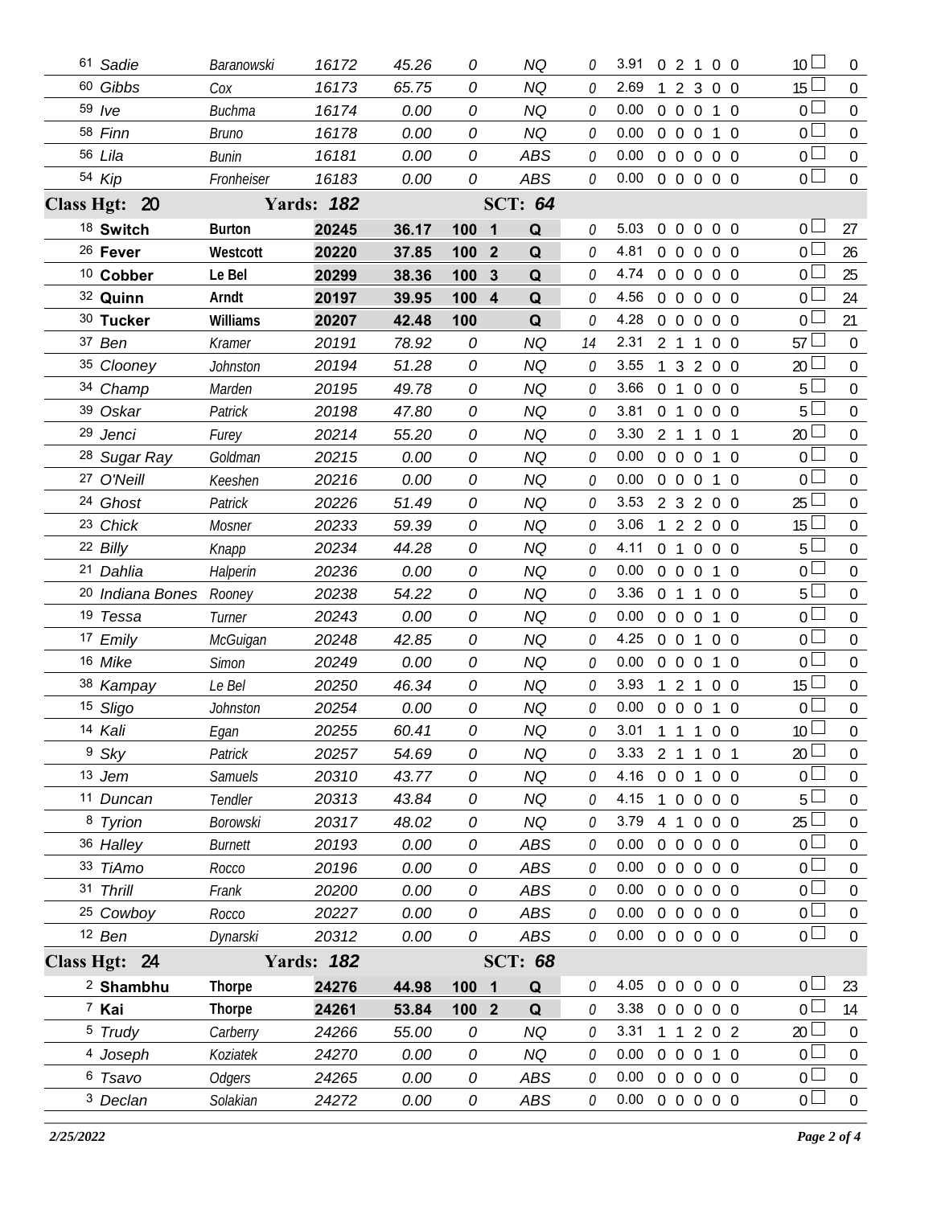| | | | | | | | | | | | |
|---|---|---|---|---|---|---|---|---|---|---|---|
| 61 *Sadie* | *Baranowski* | *16172* | *45.26* | *0* | | *NQ* | *0* | 3.91 | 0 2 1 0 0 | 10 | 0 |
| 60 *Gibbs* | *Cox* | *16173* | *65.75* | *0* | | *NQ* | *0* | 2.69 | 1 2 3 0 0 | 15 | 0 |
| 59 *Ive* | *Buchma* | *16174* | *0.00* | *0* | | *NQ* | *0* | 0.00 | 0 0 0 1 0 | 0 | 0 |
| 58 *Finn* | *Bruno* | *16178* | *0.00* | *0* | | *NQ* | *0* | 0.00 | 0 0 0 1 0 | 0 | 0 |
| 56 *Lila* | *Bunin* | *16181* | *0.00* | *0* | | *ABS* | *0* | 0.00 | 0 0 0 0 0 | 0 | 0 |
| 54 *Kip* | *Fronheiser* | *16183* | *0.00* | *0* | | *ABS* | *0* | 0.00 | 0 0 0 0 0 | 0 | 0 |
| **Class Hgt: 20** | | **Yards: 182** | | | | **SCT: 64** | | | | | |
| 18 **Switch** | **Burton** | **20245** | **36.17** | **100** | **1** | **Q** | *0* | 5.03 | 0 0 0 0 0 | 0 | 27 |
| 26 **Fever** | **Westcott** | **20220** | **37.85** | **100** | **2** | **Q** | *0* | 4.81 | 0 0 0 0 0 | 0 | 26 |
| 10 **Cobber** | **Le Bel** | **20299** | **38.36** | **100** | **3** | **Q** | *0* | 4.74 | 0 0 0 0 0 | 0 | 25 |
| 32 **Quinn** | **Arndt** | **20197** | **39.95** | **100** | **4** | **Q** | *0* | 4.56 | 0 0 0 0 0 | 0 | 24 |
| 30 **Tucker** | **Williams** | **20207** | **42.48** | **100** | | **Q** | *0* | 4.28 | 0 0 0 0 0 | 0 | 21 |
| 37 *Ben* | *Kramer* | *20191* | *78.92* | *0* | | *NQ* | *14* | 2.31 | 2 1 1 0 0 | 57 | 0 |
| 35 *Clooney* | *Johnston* | *20194* | *51.28* | *0* | | *NQ* | *0* | 3.55 | 1 3 2 0 0 | 20 | 0 |
| 34 *Champ* | *Marden* | *20195* | *49.78* | *0* | | *NQ* | *0* | 3.66 | 0 1 0 0 0 | 5 | 0 |
| 39 *Oskar* | *Patrick* | *20198* | *47.80* | *0* | | *NQ* | *0* | 3.81 | 0 1 0 0 0 | 5 | 0 |
| 29 *Jenci* | *Furey* | *20214* | *55.20* | *0* | | *NQ* | *0* | 3.30 | 2 1 1 0 1 | 20 | 0 |
| 28 *Sugar Ray* | *Goldman* | *20215* | *0.00* | *0* | | *NQ* | *0* | 0.00 | 0 0 0 1 0 | 0 | 0 |
| 27 *O'Neill* | *Keeshen* | *20216* | *0.00* | *0* | | *NQ* | *0* | 0.00 | 0 0 0 1 0 | 0 | 0 |
| 24 *Ghost* | *Patrick* | *20226* | *51.49* | *0* | | *NQ* | *0* | 3.53 | 2 3 2 0 0 | 25 | 0 |
| 23 *Chick* | *Mosner* | *20233* | *59.39* | *0* | | *NQ* | *0* | 3.06 | 1 2 2 0 0 | 15 | 0 |
| 22 *Billy* | *Knapp* | *20234* | *44.28* | *0* | | *NQ* | *0* | 4.11 | 0 1 0 0 0 | 5 | 0 |
| 21 *Dahlia* | *Halperin* | *20236* | *0.00* | *0* | | *NQ* | *0* | 0.00 | 0 0 0 1 0 | 0 | 0 |
| 20 *Indiana Bones* | *Rooney* | *20238* | *54.22* | *0* | | *NQ* | *0* | 3.36 | 0 1 1 0 0 | 5 | 0 |
| 19 *Tessa* | *Turner* | *20243* | *0.00* | *0* | | *NQ* | *0* | 0.00 | 0 0 0 1 0 | 0 | 0 |
| 17 *Emily* | *McGuigan* | *20248* | *42.85* | *0* | | *NQ* | *0* | 4.25 | 0 0 1 0 0 | 0 | 0 |
| 16 *Mike* | *Simon* | *20249* | *0.00* | *0* | | *NQ* | *0* | 0.00 | 0 0 0 1 0 | 0 | 0 |
| 38 *Kampay* | *Le Bel* | *20250* | *46.34* | *0* | | *NQ* | *0* | 3.93 | 1 2 1 0 0 | 15 | 0 |
| 15 *Sligo* | *Johnston* | *20254* | *0.00* | *0* | | *NQ* | *0* | 0.00 | 0 0 0 1 0 | 0 | 0 |
| 14 *Kali* | *Egan* | *20255* | *60.41* | *0* | | *NQ* | *0* | 3.01 | 1 1 1 0 0 | 10 | 0 |
| 9 *Sky* | *Patrick* | *20257* | *54.69* | *0* | | *NQ* | *0* | 3.33 | 2 1 1 0 1 | 20 | 0 |
| 13 *Jem* | *Samuels* | *20310* | *43.77* | *0* | | *NQ* | *0* | 4.16 | 0 0 1 0 0 | 0 | 0 |
| 11 *Duncan* | *Tendler* | *20313* | *43.84* | *0* | | *NQ* | *0* | 4.15 | 1 0 0 0 0 | 5 | 0 |
| 8 *Tyrion* | *Borowski* | *20317* | *48.02* | *0* | | *NQ* | *0* | 3.79 | 4 1 0 0 0 | 25 | 0 |
| 36 *Halley* | *Burnett* | *20193* | *0.00* | *0* | | *ABS* | *0* | 0.00 | 0 0 0 0 0 | 0 | 0 |
| 33 *TiAmo* | *Rocco* | *20196* | *0.00* | *0* | | *ABS* | *0* | 0.00 | 0 0 0 0 0 | 0 | 0 |
| 31 *Thrill* | *Frank* | *20200* | *0.00* | *0* | | *ABS* | *0* | 0.00 | 0 0 0 0 0 | 0 | 0 |
| 25 *Cowboy* | *Rocco* | *20227* | *0.00* | *0* | | *ABS* | *0* | 0.00 | 0 0 0 0 0 | 0 | 0 |
| 12 *Ben* | *Dynarski* | *20312* | *0.00* | *0* | | *ABS* | *0* | 0.00 | 0 0 0 0 0 | 0 | 0 |
| **Class Hgt: 24** | | **Yards: 182** | | | | **SCT: 68** | | | | | |
| 2 **Shambhu** | **Thorpe** | **24276** | **44.98** | **100** | **1** | **Q** | *0* | 4.05 | 0 0 0 0 0 | 0 | 23 |
| 7 **Kai** | **Thorpe** | **24261** | **53.84** | **100** | **2** | **Q** | *0* | 3.38 | 0 0 0 0 0 | 0 | 14 |
| 5 *Trudy* | *Carberry* | *24266* | *55.00* | *0* | | *NQ* | *0* | 3.31 | 1 1 2 0 2 | 20 | 0 |
| 4 *Joseph* | *Koziatek* | *24270* | *0.00* | *0* | | *NQ* | *0* | 0.00 | 0 0 0 1 0 | 0 | 0 |
| 6 *Tsavo* | *Odgers* | *24265* | *0.00* | *0* | | *ABS* | *0* | 0.00 | 0 0 0 0 0 | 0 | 0 |
| 3 *Declan* | *Solakian* | *24272* | *0.00* | *0* | | *ABS* | *0* | 0.00 | 0 0 0 0 0 | 0 | 0 |

*2/25/2022*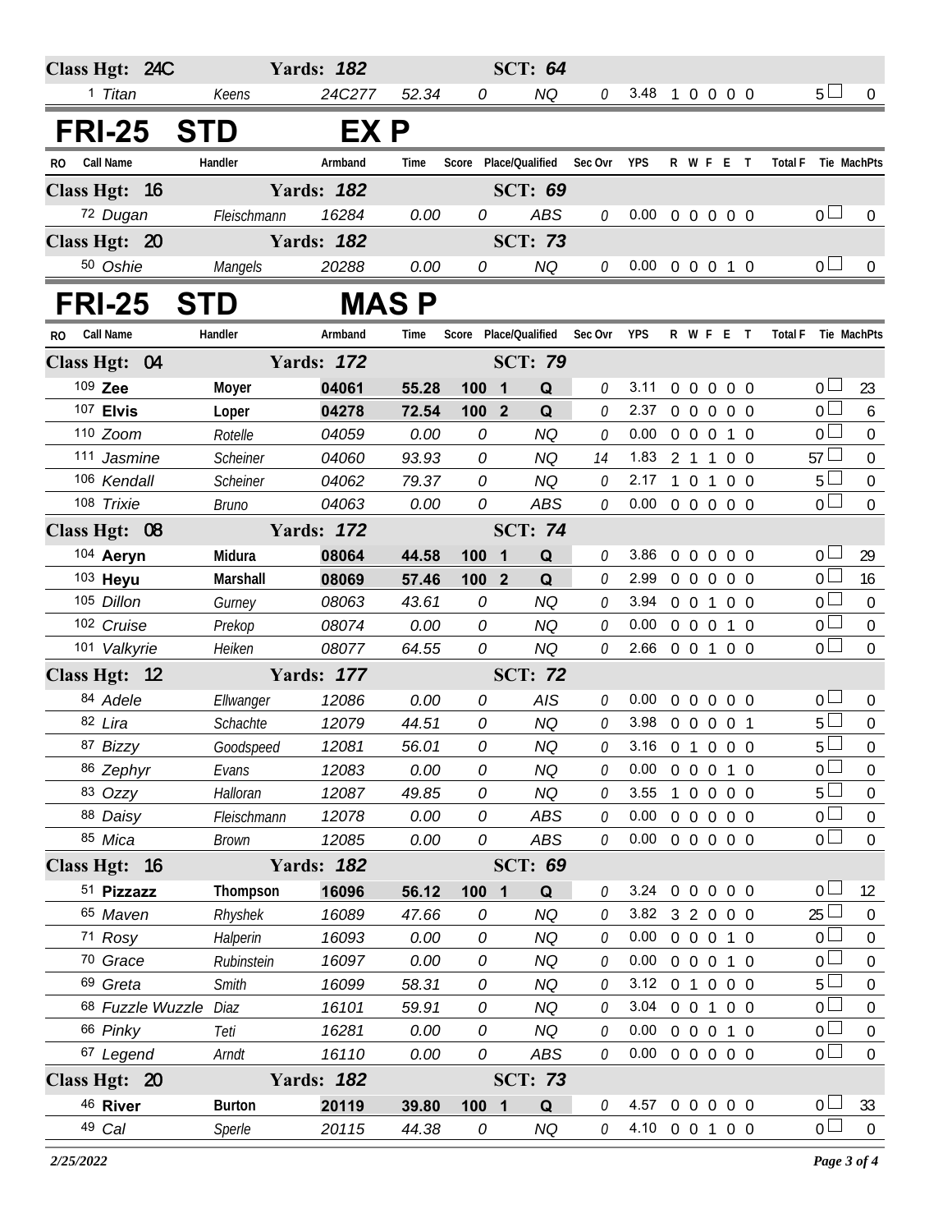| Class Hgt: 24C | | Yards: 182 | | | SCT: 64 | | | | | | |
|---|---|---|---|---|---|---|---|---|---|---|---|
| 1 Titan | Keens | 24C277 | 52.34 | 0 | NQ | 0 | 3.48 | 1 0 0 0 0 | 5 | 0 |

## FRI-25 STD EX P

| RO Call Name | Handler | Armband | Time | Score | Place/Qualified | Sec Ovr | YPS | R W F E T | Total F | Tie MachPts |
|---|---|---|---|---|---|---|---|---|---|---|
| **Class Hgt: 16** | | **Yards: 182** | | | **SCT: 69** | | | | | |
| 72 Dugan | Fleischmann | 16284 | 0.00 | 0 | ABS | 0 | 0.00 | 0 0 0 0 0 | 0 | 0 |
| **Class Hgt: 20** | | **Yards: 182** | | | **SCT: 73** | | | | | |
| 50 Oshie | Mangels | 20288 | 0.00 | 0 | NQ | 0 | 0.00 | 0 0 0 1 0 | 0 | 0 |

## FRI-25 STD MAS P

| RO Call Name | Handler | Armband | Time | Score | Place/Qualified | Sec Ovr | YPS | R W F E T | Total F | Tie MachPts |
|---|---|---|---|---|---|---|---|---|---|---|
| **Class Hgt: 04** | | **Yards: 172** | | | **SCT: 79** | | | | | |
| 109 **Zee** | **Moyer** | **04061** | **55.28** | **100** | **1 Q** | 0 | 3.11 | 0 0 0 0 0 | 0 | 23 |
| 107 **Elvis** | **Loper** | **04278** | **72.54** | **100** | **2 Q** | 0 | 2.37 | 0 0 0 0 0 | 0 | 6 |
| 110 Zoom | Rotelle | 04059 | 0.00 | 0 | NQ | 0 | 0.00 | 0 0 0 1 0 | 0 | 0 |
| 111 Jasmine | Scheiner | 04060 | 93.93 | 0 | NQ | 14 | 1.83 | 2 1 1 0 0 | 57 | 0 |
| 106 Kendall | Scheiner | 04062 | 79.37 | 0 | NQ | 0 | 2.17 | 1 0 1 0 0 | 5 | 0 |
| 108 Trixie | Bruno | 04063 | 0.00 | 0 | ABS | 0 | 0.00 | 0 0 0 0 0 | 0 | 0 |
| **Class Hgt: 08** | | **Yards: 172** | | | **SCT: 74** | | | | | |
| 104 **Aeryn** | **Midura** | **08064** | **44.58** | **100** | **1 Q** | 0 | 3.86 | 0 0 0 0 0 | 0 | 29 |
| 103 **Heyu** | **Marshall** | **08069** | **57.46** | **100** | **2 Q** | 0 | 2.99 | 0 0 0 0 0 | 0 | 16 |
| 105 Dillon | Gurney | 08063 | 43.61 | 0 | NQ | 0 | 3.94 | 0 0 1 0 0 | 0 | 0 |
| 102 Cruise | Prekop | 08074 | 0.00 | 0 | NQ | 0 | 0.00 | 0 0 0 1 0 | 0 | 0 |
| 101 Valkyrie | Heiken | 08077 | 64.55 | 0 | NQ | 0 | 2.66 | 0 0 1 0 0 | 0 | 0 |
| **Class Hgt: 12** | | **Yards: 177** | | | **SCT: 72** | | | | | |
| 84 Adele | Ellwanger | 12086 | 0.00 | 0 | AIS | 0 | 0.00 | 0 0 0 0 0 | 0 | 0 |
| 82 Lira | Schachte | 12079 | 44.51 | 0 | NQ | 0 | 3.98 | 0 0 0 0 1 | 5 | 0 |
| 87 Bizzy | Goodspeed | 12081 | 56.01 | 0 | NQ | 0 | 3.16 | 0 1 0 0 0 | 5 | 0 |
| 86 Zephyr | Evans | 12083 | 0.00 | 0 | NQ | 0 | 0.00 | 0 0 0 1 0 | 0 | 0 |
| 83 Ozzy | Halloran | 12087 | 49.85 | 0 | NQ | 0 | 3.55 | 1 0 0 0 0 | 5 | 0 |
| 88 Daisy | Fleischmann | 12078 | 0.00 | 0 | ABS | 0 | 0.00 | 0 0 0 0 0 | 0 | 0 |
| 85 Mica | Brown | 12085 | 0.00 | 0 | ABS | 0 | 0.00 | 0 0 0 0 0 | 0 | 0 |
| **Class Hgt: 16** | | **Yards: 182** | | | **SCT: 69** | | | | | |
| 51 **Pizzazz** | **Thompson** | **16096** | **56.12** | **100** | **1 Q** | 0 | 3.24 | 0 0 0 0 0 | 0 | 12 |
| 65 Maven | Rhyshek | 16089 | 47.66 | 0 | NQ | 0 | 3.82 | 3 2 0 0 0 | 25 | 0 |
| 71 Rosy | Halperin | 16093 | 0.00 | 0 | NQ | 0 | 0.00 | 0 0 0 1 0 | 0 | 0 |
| 70 Grace | Rubinstein | 16097 | 0.00 | 0 | NQ | 0 | 0.00 | 0 0 0 1 0 | 0 | 0 |
| 69 Greta | Smith | 16099 | 58.31 | 0 | NQ | 0 | 3.12 | 0 1 0 0 0 | 5 | 0 |
| 68 Fuzzle Wuzzle | Diaz | 16101 | 59.91 | 0 | NQ | 0 | 3.04 | 0 0 1 0 0 | 0 | 0 |
| 66 Pinky | Teti | 16281 | 0.00 | 0 | NQ | 0 | 0.00 | 0 0 0 1 0 | 0 | 0 |
| 67 Legend | Arndt | 16110 | 0.00 | 0 | ABS | 0 | 0.00 | 0 0 0 0 0 | 0 | 0 |
| **Class Hgt: 20** | | **Yards: 182** | | | **SCT: 73** | | | | | |
| 46 **River** | **Burton** | **20119** | **39.80** | **100** | **1 Q** | 0 | 4.57 | 0 0 0 0 0 | 0 | 33 |
| 49 Cal | Sperle | 20115 | 44.38 | 0 | NQ | 0 | 4.10 | 0 0 1 0 0 | 0 | 0 |

*2/25/2022*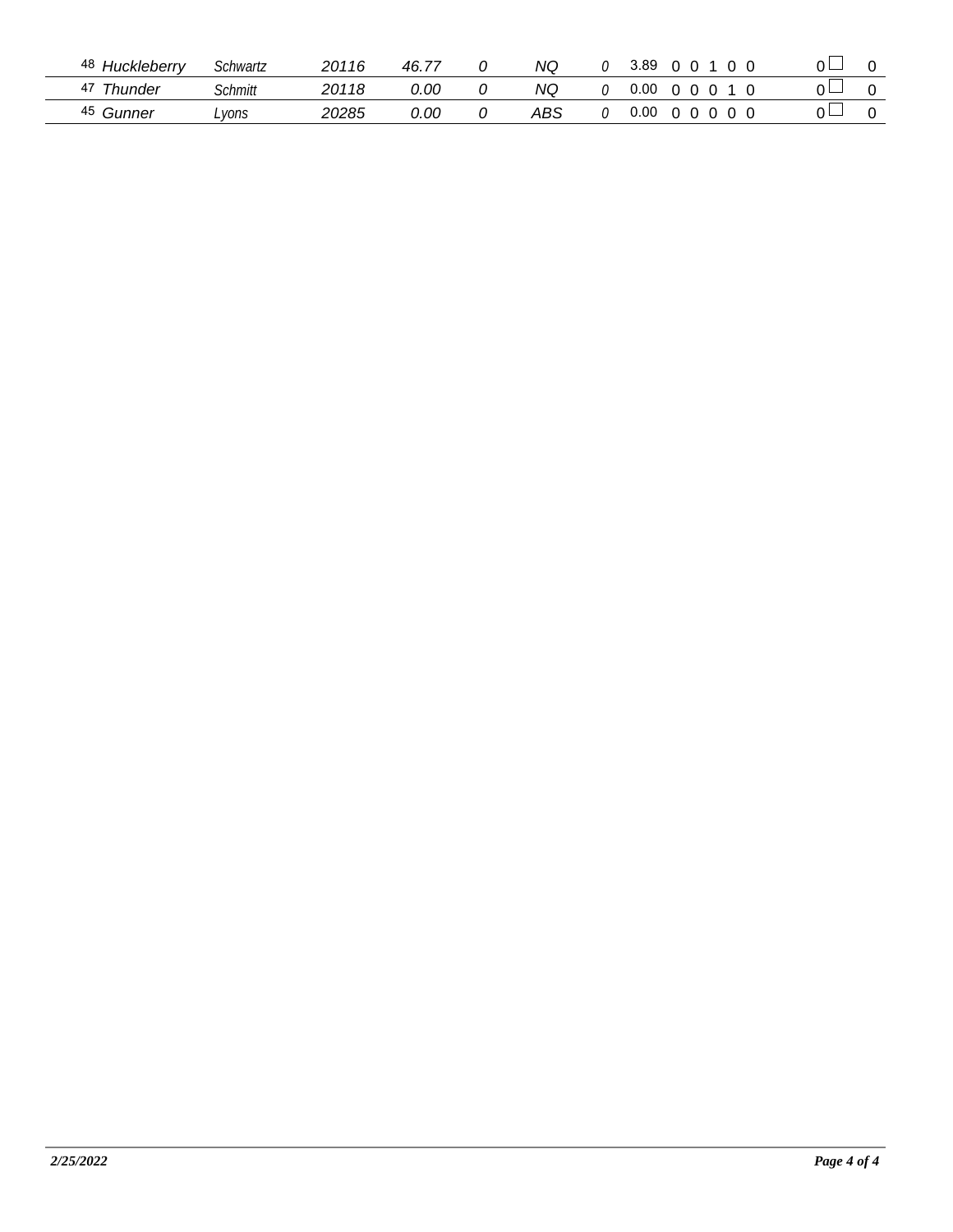| | | | | | | | | | | | | | | | |
|---|---|---|---|---|---|---|---|---|---|---|---|---|---|---|---|
| 48 | *Huckleberry* | *Schwartz* | *20116* | *46.77* | *0* | *NQ* | *0* | 3.89 | 0 | 0 | 1 | 0 | 0 | 0 ☐ | 0 |
| 47 | *Thunder* | *Schmitt* | *20118* | *0.00* | *0* | *NQ* | *0* | 0.00 | 0 | 0 | 0 | 1 | 0 | 0 ☐ | 0 |
| 45 | *Gunner* | *Lyons* | *20285* | *0.00* | *0* | *ABS* | *0* | 0.00 | 0 | 0 | 0 | 0 | 0 | 0 ☐ | 0 |

*2/25/2022*